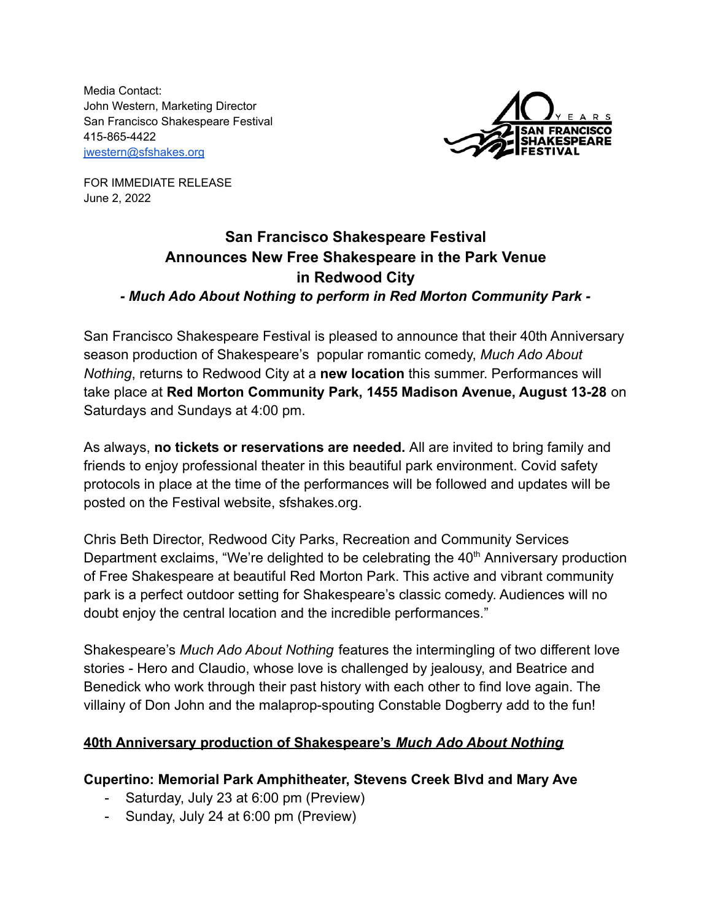Media Contact:
John Western, Marketing Director
San Francisco Shakespeare Festival
415-865-4422
[jwestern@sfshakes.org](mailto:jwestern@sfshakes.org)

40 YEARS SAN FRANCISCO SHAKESPEARE FESTIVAL

FOR IMMEDIATE RELEASE
June 2, 2022

# San Francisco Shakespeare Festival Announces New Free Shakespeare in the Park Venue in Redwood City

***- Much Ado About Nothing to perform in Red Morton Community Park -***

San Francisco Shakespeare Festival is pleased to announce that their 40th Anniversary season production of Shakespeare's popular romantic comedy, *Much Ado About Nothing*, returns to Redwood City at a **new location** this summer. Performances will take place at **Red Morton Community Park, 1455 Madison Avenue, August 13-28** on Saturdays and Sundays at 4:00 pm.

As always, **no tickets or reservations are needed.** All are invited to bring family and friends to enjoy professional theater in this beautiful park environment. Covid safety protocols in place at the time of the performances will be followed and updates will be posted on the Festival website, sfshakes.org.

Chris Beth Director, Redwood City Parks, Recreation and Community Services Department exclaims, "We're delighted to be celebrating the 40th Anniversary production of Free Shakespeare at beautiful Red Morton Park. This active and vibrant community park is a perfect outdoor setting for Shakespeare's classic comedy. Audiences will no doubt enjoy the central location and the incredible performances."

Shakespeare's *Much Ado About Nothing* features the intermingling of two different love stories - Hero and Claudio, whose love is challenged by jealousy, and Beatrice and Benedick who work through their past history with each other to find love again. The villainy of Don John and the malaprop-spouting Constable Dogberry add to the fun!

## 40th Anniversary production of Shakespeare's *Much Ado About Nothing*

**Cupertino: Memorial Park Amphitheater, Stevens Creek Blvd and Mary Ave**

- Saturday, July 23 at 6:00 pm (Preview)
- Sunday, July 24 at 6:00 pm (Preview)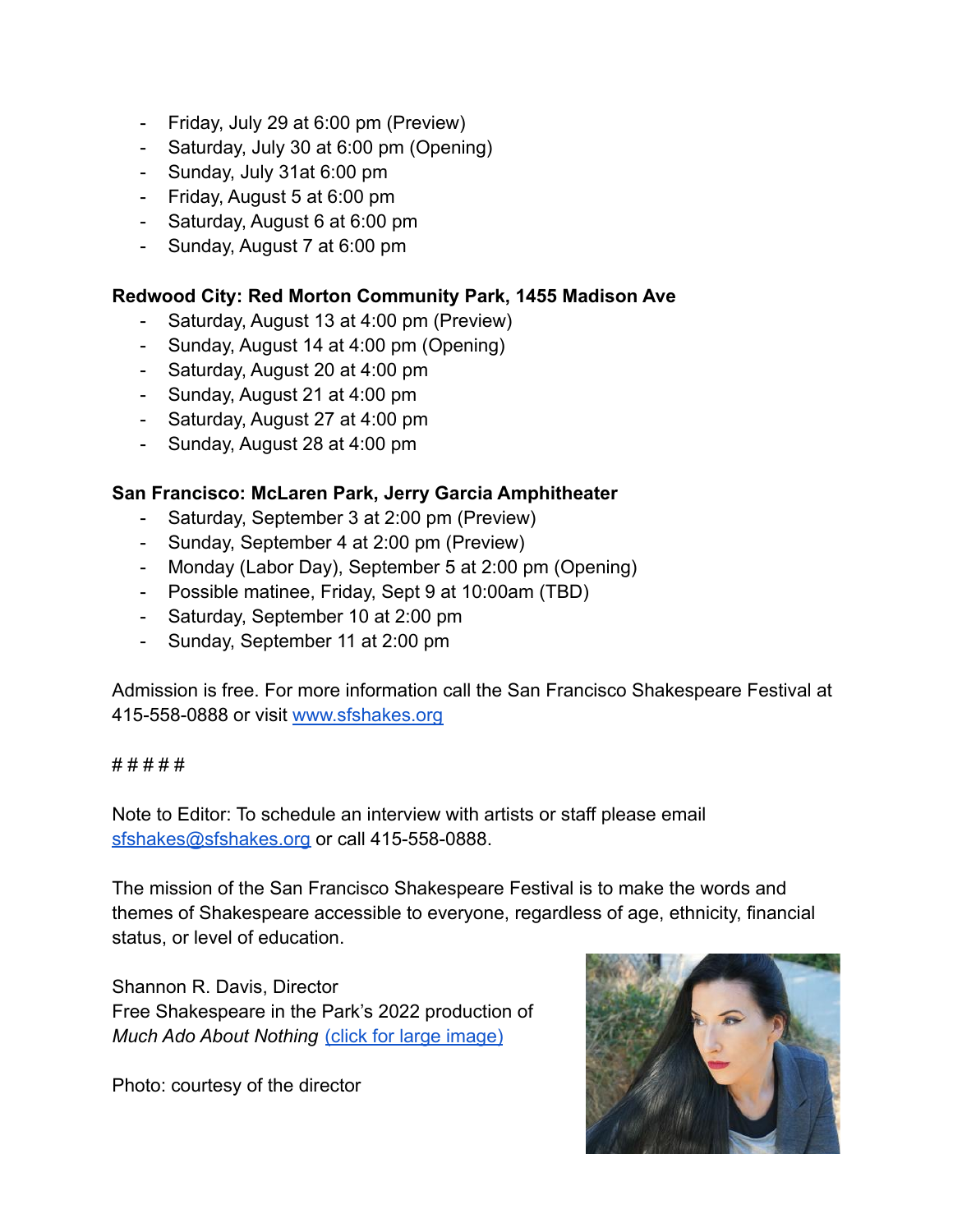- Friday, July 29 at 6:00 pm (Preview)
- Saturday, July 30 at 6:00 pm (Opening)
- Sunday, July 31at 6:00 pm
- Friday, August 5 at 6:00 pm
- Saturday, August 6 at 6:00 pm
- Sunday, August 7 at 6:00 pm

**Redwood City: Red Morton Community Park, 1455 Madison Ave**

- Saturday, August 13 at 4:00 pm (Preview)
- Sunday, August 14 at 4:00 pm (Opening)
- Saturday, August 20 at 4:00 pm
- Sunday, August 21 at 4:00 pm
- Saturday, August 27 at 4:00 pm
- Sunday, August 28 at 4:00 pm

**San Francisco: McLaren Park, Jerry Garcia Amphitheater**

- Saturday, September 3 at 2:00 pm (Preview)
- Sunday, September 4 at 2:00 pm (Preview)
- Monday (Labor Day), September 5 at 2:00 pm (Opening)
- Possible matinee, Friday, Sept 9 at 10:00am (TBD)
- Saturday, September 10 at 2:00 pm
- Sunday, September 11 at 2:00 pm

Admission is free. For more information call the San Francisco Shakespeare Festival at 415-558-0888 or visit [www.sfshakes.org](http://www.sfshakes.org)

# # # # #

Note to Editor: To schedule an interview with artists or staff please email [sfshakes@sfshakes.org](mailto:sfshakes@sfshakes.org) or call 415-558-0888.

The mission of the San Francisco Shakespeare Festival is to make the words and themes of Shakespeare accessible to everyone, regardless of age, ethnicity, financial status, or level of education.

Shannon R. Davis, Director
Free Shakespeare in the Park's 2022 production of
*Much Ado About Nothing* (click for large image)

Photo: courtesy of the director